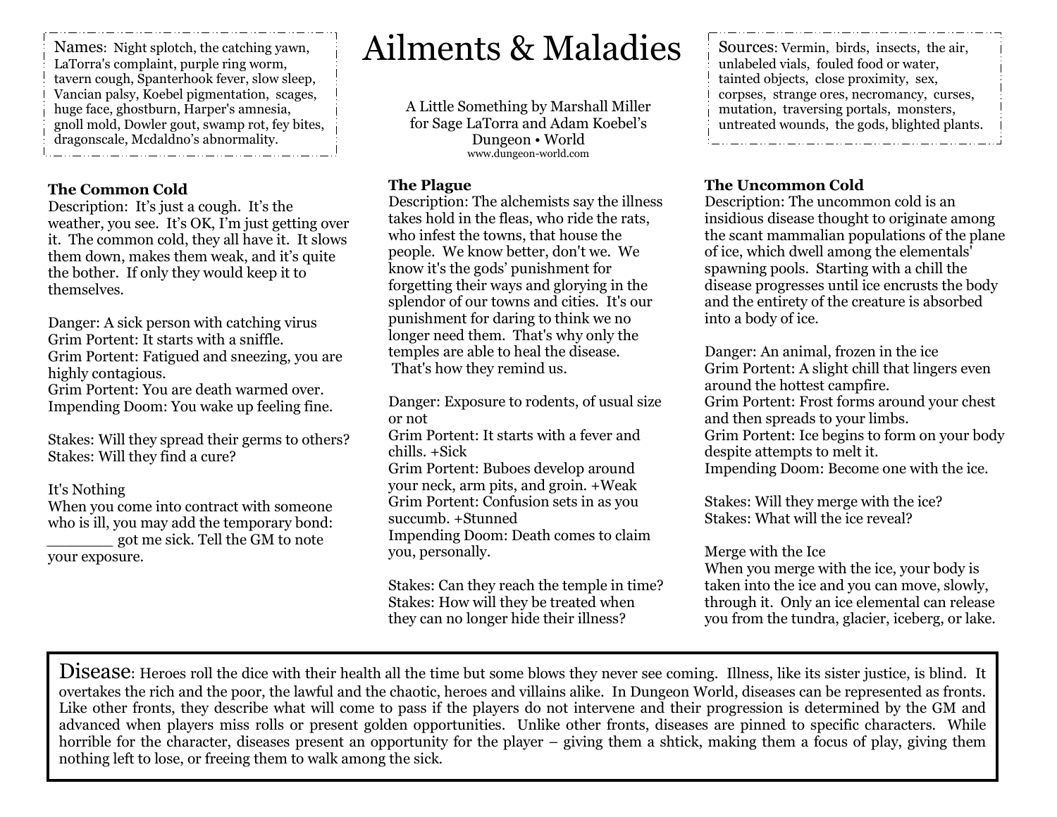# Ailments & Maladies

A Little Something by Marshall Miller for Sage LaTorra and Adam Koebel's Dungeon • World
www.dungeon-world.com

**Names**: Night splotch, the catching yawn, LaTorra's complaint, purple ring worm, tavern cough, Spanterhook fever, slow sleep, Vancian palsy, Koebel pigmentation, scages, huge face, ghostburn, Harper's amnesia, gnoll mold, Dowler gout, swamp rot, fey bites, dragonscale, Mcdaldno's abnormality.

**Sources**: Vermin, birds, insects, the air, unlabeled vials, fouled food or water, tainted objects, close proximity, sex, corpses, strange ores, necromancy, curses, mutation, traversing portals, monsters, untreated wounds, the gods, blighted plants.

### The Common Cold

Description: It's just a cough. It's the weather, you see. It's OK, I'm just getting over it. The common cold, they all have it. It slows them down, makes them weak, and it's quite the bother. If only they would keep it to themselves.

Danger: A sick person with catching virus
Grim Portent: It starts with a sniffle.
Grim Portent: Fatigued and sneezing, you are highly contagious.
Grim Portent: You are death warmed over.
Impending Doom: You wake up feeling fine.

Stakes: Will they spread their germs to others?
Stakes: Will they find a cure?

It's Nothing
When you come into contract with someone who is ill, you may add the temporary bond: _______ got me sick. Tell the GM to note your exposure.

### The Plague

Description: The alchemists say the illness takes hold in the fleas, who ride the rats, who infest the towns, that house the people. We know better, don't we. We know it's the gods' punishment for forgetting their ways and glorying in the splendor of our towns and cities. It's our punishment for daring to think we no longer need them. That's why only the temples are able to heal the disease. That's how they remind us.

Danger: Exposure to rodents, of usual size or not
Grim Portent: It starts with a fever and chills. +Sick
Grim Portent: Buboes develop around your neck, arm pits, and groin. +Weak
Grim Portent: Confusion sets in as you succumb. +Stunned
Impending Doom: Death comes to claim you, personally.

Stakes: Can they reach the temple in time?
Stakes: How will they be treated when they can no longer hide their illness?

### The Uncommon Cold

Description: The uncommon cold is an insidious disease thought to originate among the scant mammalian populations of the plane of ice, which dwell among the elementals' spawning pools. Starting with a chill the disease progresses until ice encrusts the body and the entirety of the creature is absorbed into a body of ice.

Danger: An animal, frozen in the ice
Grim Portent: A slight chill that lingers even around the hottest campfire.
Grim Portent: Frost forms around your chest and then spreads to your limbs.
Grim Portent: Ice begins to form on your body despite attempts to melt it.
Impending Doom: Become one with the ice.

Stakes: Will they merge with the ice?
Stakes: What will the ice reveal?

Merge with the Ice
When you merge with the ice, your body is taken into the ice and you can move, slowly, through it. Only an ice elemental can release you from the tundra, glacier, iceberg, or lake.

**Disease**: Heroes roll the dice with their health all the time but some blows they never see coming. Illness, like its sister justice, is blind. It overtakes the rich and the poor, the lawful and the chaotic, heroes and villains alike. In Dungeon World, diseases can be represented as fronts. Like other fronts, they describe what will come to pass if the players do not intervene and their progression is determined by the GM and advanced when players miss rolls or present golden opportunities. Unlike other fronts, diseases are pinned to specific characters. While horrible for the character, diseases present an opportunity for the player – giving them a shtick, making them a focus of play, giving them nothing left to lose, or freeing them to walk among the sick.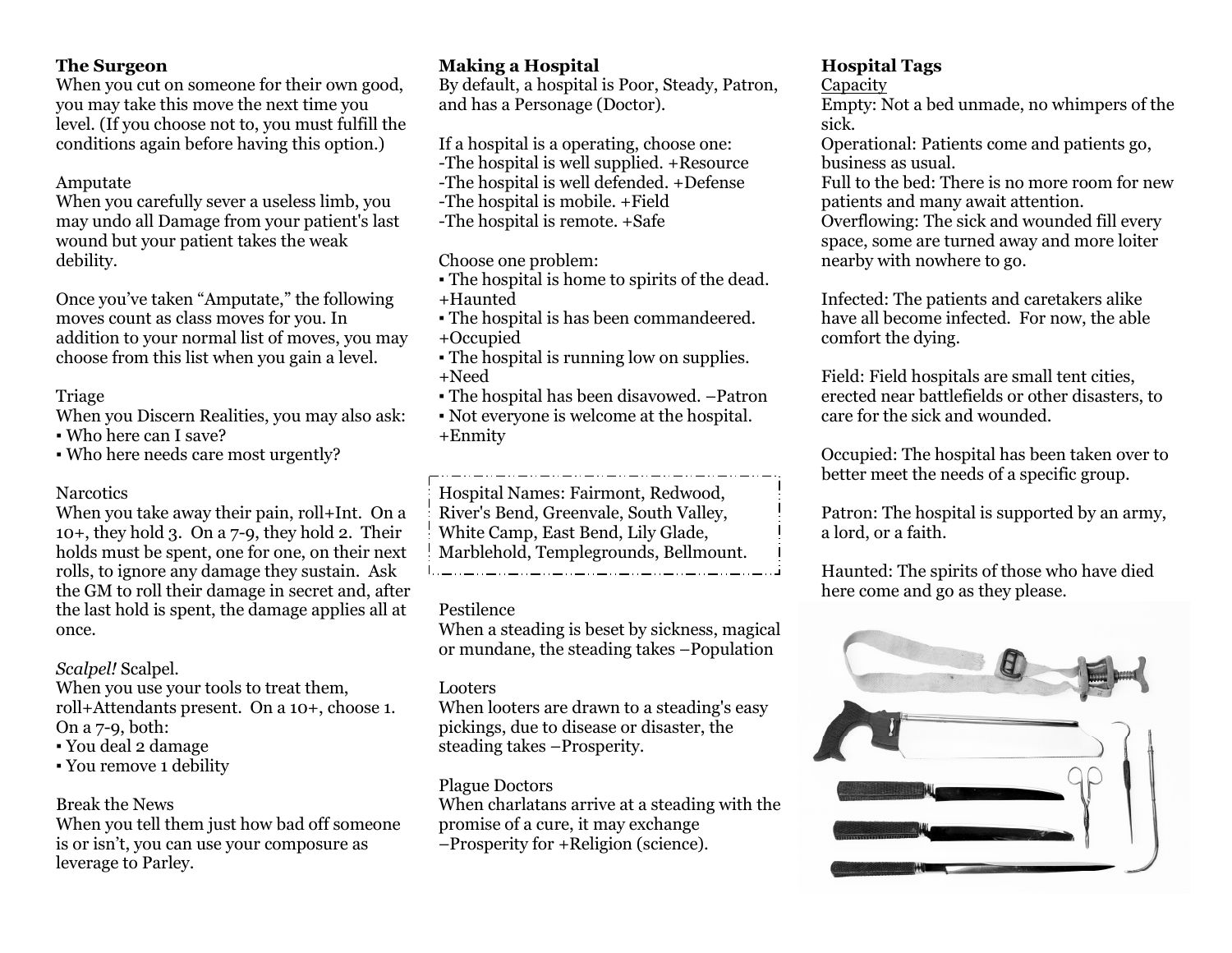**The Surgeon**
When you cut on someone for their own good, you may take this move the next time you level. (If you choose not to, you must fulfill the conditions again before having this option.)

Amputate
When you carefully sever a useless limb, you may undo all Damage from your patient's last wound but your patient takes the weak debility.

Once you've taken "Amputate," the following moves count as class moves for you. In addition to your normal list of moves, you may choose from this list when you gain a level.

Triage
When you Discern Realities, you may also ask:
- Who here can I save?
- Who here needs care most urgently?

Narcotics
When you take away their pain, roll+Int. On a 10+, they hold 3. On a 7-9, they hold 2. Their holds must be spent, one for one, on their next rolls, to ignore any damage they sustain. Ask the GM to roll their damage in secret and, after the last hold is spent, the damage applies all at once.

*Scalpel!* Scalpel.
When you use your tools to treat them, roll+Attendants present. On a 10+, choose 1. On a 7-9, both:
- You deal 2 damage
- You remove 1 debility

Break the News
When you tell them just how bad off someone is or isn't, you can use your composure as leverage to Parley.

**Making a Hospital**
By default, a hospital is Poor, Steady, Patron, and has a Personage (Doctor).

If a hospital is a operating, choose one:
-The hospital is well supplied. +Resource
-The hospital is well defended. +Defense
-The hospital is mobile. +Field
-The hospital is remote. +Safe

Choose one problem:
- The hospital is home to spirits of the dead. +Haunted
- The hospital is has been commandeered. +Occupied
- The hospital is running low on supplies. +Need
- The hospital has been disavowed. –Patron
- Not everyone is welcome at the hospital. +Enmity

Hospital Names: Fairmont, Redwood, River's Bend, Greenvale, South Valley, White Camp, East Bend, Lily Glade, Marblehold, Templegrounds, Bellmount.

Pestilence
When a steading is beset by sickness, magical or mundane, the steading takes –Population

Looters
When looters are drawn to a steading's easy pickings, due to disease or disaster, the steading takes –Prosperity.

Plague Doctors
When charlatans arrive at a steading with the promise of a cure, it may exchange –Prosperity for +Religion (science).

**Hospital Tags**
Capacity
Empty: Not a bed unmade, no whimpers of the sick.
Operational: Patients come and patients go, business as usual.
Full to the bed: There is no more room for new patients and many await attention.
Overflowing: The sick and wounded fill every space, some are turned away and more loiter nearby with nowhere to go.

Infected: The patients and caretakers alike have all become infected. For now, the able comfort the dying.

Field: Field hospitals are small tent cities, erected near battlefields or other disasters, to care for the sick and wounded.

Occupied: The hospital has been taken over to better meet the needs of a specific group.

Patron: The hospital is supported by an army, a lord, or a faith.

Haunted: The spirits of those who have died here come and go as they please.